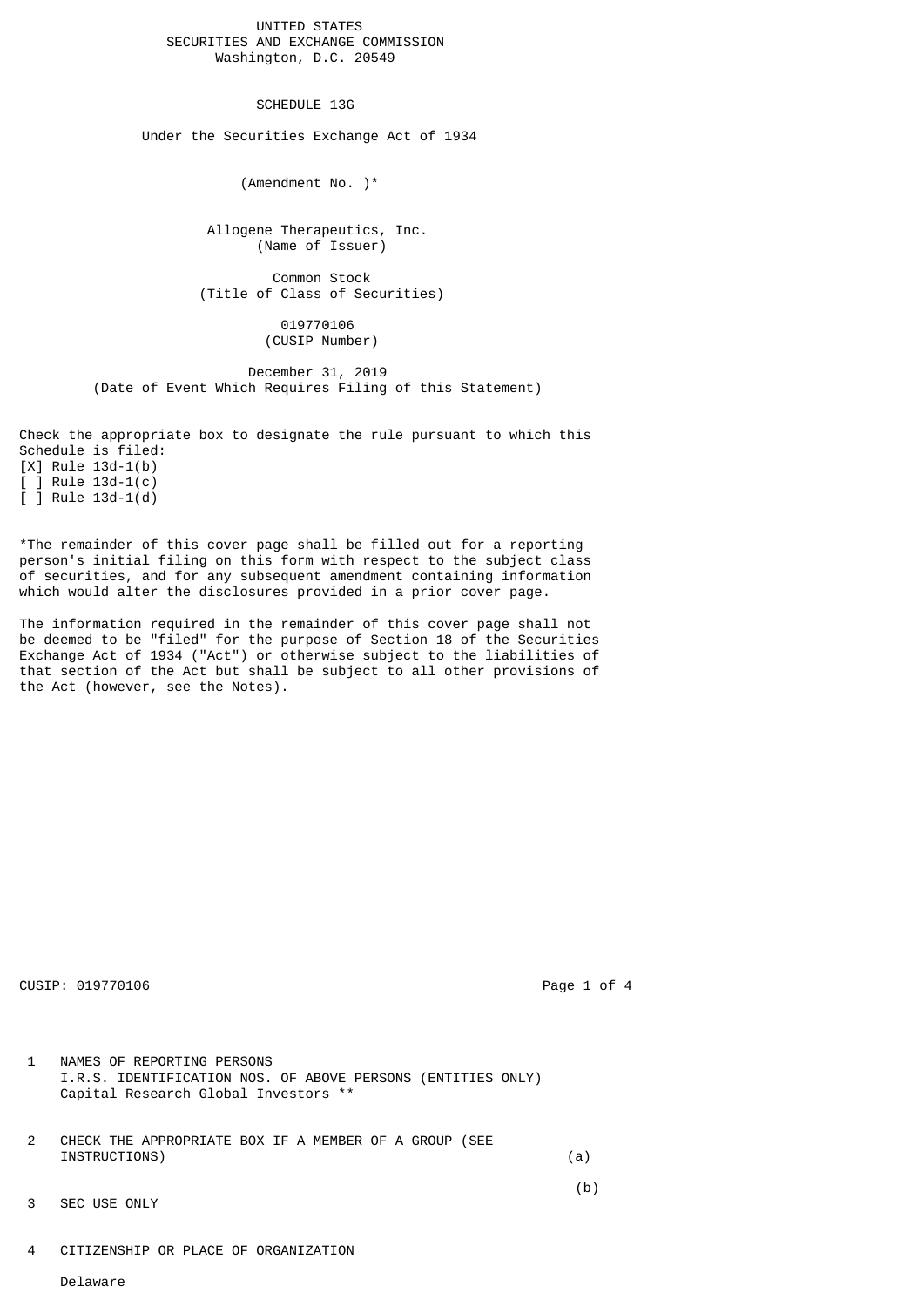UNITED STATES
SECURITIES AND EXCHANGE COMMISSION
Washington, D.C. 20549

# SCHEDULE 13G

Under the Securities Exchange Act of 1934

(Amendment No. )*

Allogene Therapeutics, Inc.
(Name of Issuer)

Common Stock
(Title of Class of Securities)

019770106
(CUSIP Number)

December 31, 2019
(Date of Event Which Requires Filing of this Statement)

Check the appropriate box to designate the rule pursuant to which this Schedule is filed:

[X] Rule 13d-1(b)
[ ] Rule 13d-1(c)
[ ] Rule 13d-1(d)

*The remainder of this cover page shall be filled out for a reporting person's initial filing on this form with respect to the subject class of securities, and for any subsequent amendment containing information which would alter the disclosures provided in a prior cover page.

The information required in the remainder of this cover page shall not be deemed to be "filed" for the purpose of Section 18 of the Securities Exchange Act of 1934 ("Act") or otherwise subject to the liabilities of that section of the Act but shall be subject to all other provisions of the Act (however, see the Notes).

CUSIP: 019770106

1 NAMES OF REPORTING PERSONS
I.R.S. IDENTIFICATION NOS. OF ABOVE PERSONS (ENTITIES ONLY)
Capital Research Global Investors **

2 CHECK THE APPROPRIATE BOX IF A MEMBER OF A GROUP (SEE INSTRUCTIONS) (a)
(b)

3 SEC USE ONLY

4 CITIZENSHIP OR PLACE OF ORGANIZATION

Delaware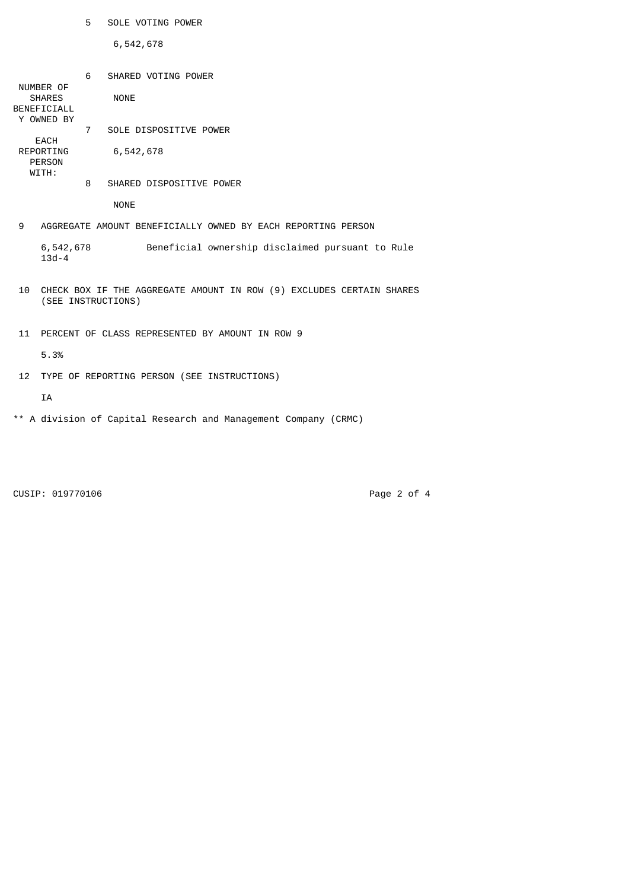| NUMBER OF SHARES BENEFICIALLY OWNED BY EACH REPORTING PERSON WITH: | 5 | SOLE VOTING POWER<br><br>6,542,678 |
|---|---|---|
| | 6 | SHARED VOTING POWER<br><br>NONE |
| | 7 | SOLE DISPOSITIVE POWER<br><br>6,542,678 |
| | 8 | SHARED DISPOSITIVE POWER<br><br>NONE |

9 AGGREGATE AMOUNT BENEFICIALLY OWNED BY EACH REPORTING PERSON

6,542,678 Beneficial ownership disclaimed pursuant to Rule 13d-4

10 CHECK BOX IF THE AGGREGATE AMOUNT IN ROW (9) EXCLUDES CERTAIN SHARES (SEE INSTRUCTIONS)

11 PERCENT OF CLASS REPRESENTED BY AMOUNT IN ROW 9

5.3%

12 TYPE OF REPORTING PERSON (SEE INSTRUCTIONS)

IA

** A division of Capital Research and Management Company (CRMC)

CUSIP: 019770106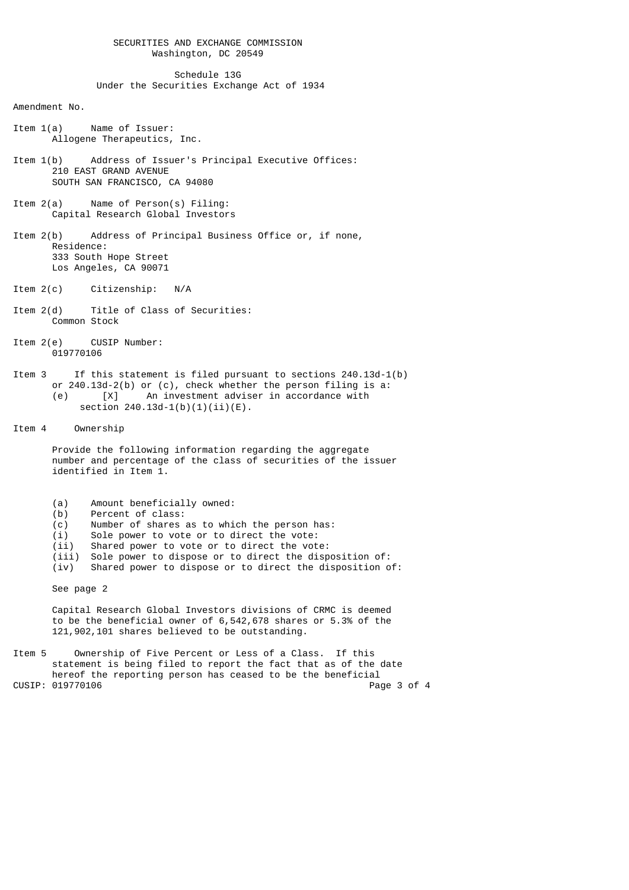SECURITIES AND EXCHANGE COMMISSION
Washington, DC 20549

Schedule 13G
Under the Securities Exchange Act of 1934

Amendment No.

Item 1(a) Name of Issuer:
Allogene Therapeutics, Inc.

Item 1(b) Address of Issuer's Principal Executive Offices:
210 EAST GRAND AVENUE
SOUTH SAN FRANCISCO, CA 94080

Item 2(a) Name of Person(s) Filing:
Capital Research Global Investors

Item 2(b) Address of Principal Business Office or, if none, Residence:
333 South Hope Street
Los Angeles, CA 90071

Item 2(c) Citizenship: N/A

Item 2(d) Title of Class of Securities:
Common Stock

Item 2(e) CUSIP Number:
019770106

Item 3 If this statement is filed pursuant to sections 240.13d-1(b) or 240.13d-2(b) or (c), check whether the person filing is a:
(e) [X] An investment adviser in accordance with section 240.13d-1(b)(1)(ii)(E).

Item 4 Ownership

Provide the following information regarding the aggregate number and percentage of the class of securities of the issuer identified in Item 1.

(a) Amount beneficially owned:
(b) Percent of class:
(c) Number of shares as to which the person has:
(i) Sole power to vote or to direct the vote:
(ii) Shared power to vote or to direct the vote:
(iii) Sole power to dispose or to direct the disposition of:
(iv) Shared power to dispose or to direct the disposition of:

See page 2

Capital Research Global Investors divisions of CRMC is deemed to be the beneficial owner of 6,542,678 shares or 5.3% of the 121,902,101 shares believed to be outstanding.

Item 5 Ownership of Five Percent or Less of a Class. If this statement is being filed to report the fact that as of the date hereof the reporting person has ceased to be the beneficial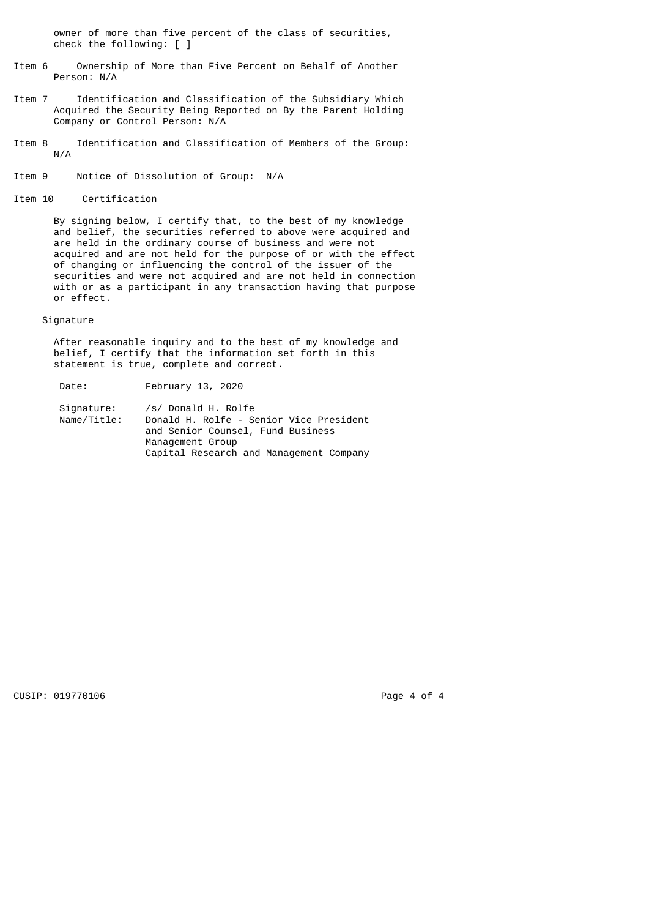owner of more than five percent of the class of securities, check the following: [ ]

Item 6 Ownership of More than Five Percent on Behalf of Another Person: N/A

Item 7 Identification and Classification of the Subsidiary Which Acquired the Security Being Reported on By the Parent Holding Company or Control Person: N/A

Item 8 Identification and Classification of Members of the Group: N/A

Item 9 Notice of Dissolution of Group: N/A

Item 10 Certification

By signing below, I certify that, to the best of my knowledge and belief, the securities referred to above were acquired and are held in the ordinary course of business and were not acquired and are not held for the purpose of or with the effect of changing or influencing the control of the issuer of the securities and were not acquired and are not held in connection with or as a participant in any transaction having that purpose or effect.

Signature

After reasonable inquiry and to the best of my knowledge and belief, I certify that the information set forth in this statement is true, complete and correct.

Date: February 13, 2020

Signature: /s/ Donald H. Rolfe
Name/Title: Donald H. Rolfe - Senior Vice President and Senior Counsel, Fund Business Management Group
Capital Research and Management Company

CUSIP: 019770106